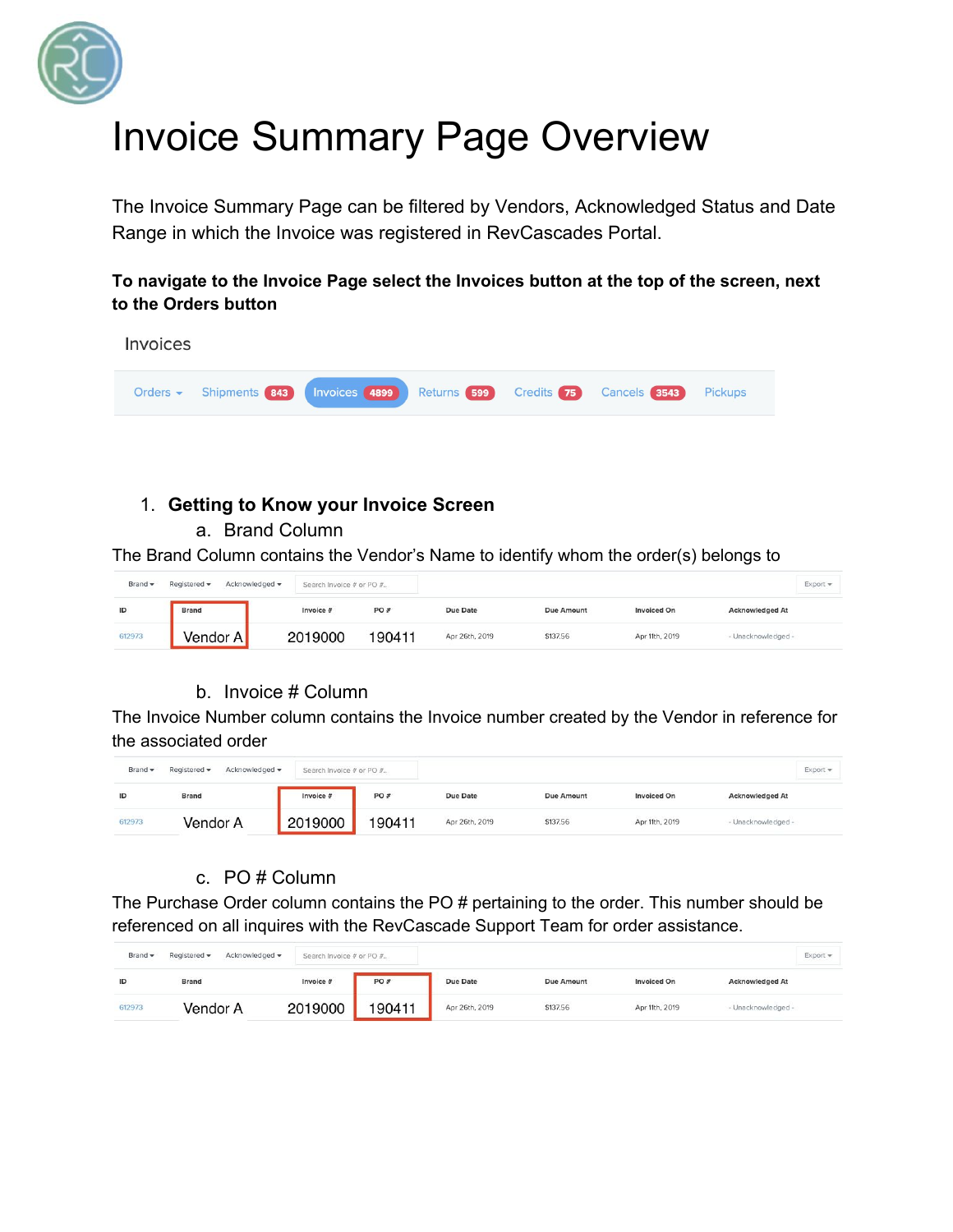# Invoice Summary Page Overview

The Invoice Summary Page can be filtered by Vendors, Acknowledged Status and Date Range in which the Invoice was registered in RevCascades Portal.

**To navigate to the Invoice Page select the Invoices button at the top of the screen, next to the Orders button**

Invoices

Orders ▾ | Shipments 843 | Invoices 4899 | Returns 599 | Credits 75 | Cancels 3543 | Pickups

1. **Getting to Know your Invoice Screen**
   a. Brand Column

The Brand Column contains the Vendor's Name to identify whom the order(s) belongs to

Brand ▾ | Registered ▾ | Acknowledged ▾ | Search Invoice # or PO #... | Export ▾

| ID | Brand | Invoice # | PO # | Due Date | Due Amount | Invoiced On | Acknowledged At |
|---|---|---|---|---|---|---|---|
| 612973 | Vendor A | 2019000 | 190411 | Apr 26th, 2019 | $137.56 | Apr 11th, 2019 | - Unacknowledged - |

   b. Invoice # Column

The Invoice Number column contains the Invoice number created by the Vendor in reference for the associated order

Brand ▾ | Registered ▾ | Acknowledged ▾ | Search Invoice # or PO #... | Export ▾

| ID | Brand | Invoice # | PO # | Due Date | Due Amount | Invoiced On | Acknowledged At |
|---|---|---|---|---|---|---|---|
| 612973 | Vendor A | 2019000 | 190411 | Apr 26th, 2019 | $137.56 | Apr 11th, 2019 | - Unacknowledged - |

   c. PO # Column

The Purchase Order column contains the PO # pertaining to the order. This number should be referenced on all inquires with the RevCascade Support Team for order assistance.

Brand ▾ | Registered ▾ | Acknowledged ▾ | Search Invoice # or PO #... | Export ▾

| ID | Brand | Invoice # | PO # | Due Date | Due Amount | Invoiced On | Acknowledged At |
|---|---|---|---|---|---|---|---|
| 612973 | Vendor A | 2019000 | 190411 | Apr 26th, 2019 | $137.56 | Apr 11th, 2019 | - Unacknowledged - |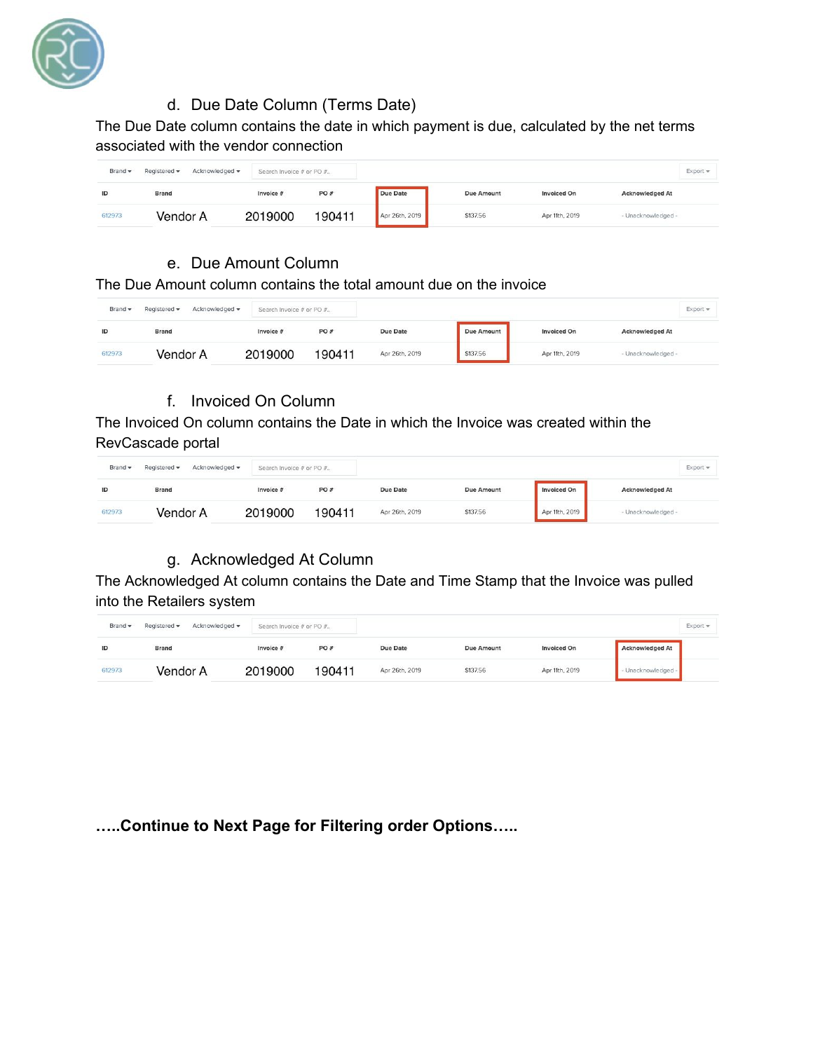d. Due Date Column (Terms Date)

The Due Date column contains the date in which payment is due, calculated by the net terms associated with the vendor connection

Brand ▾ Registered ▾ Acknowledged ▾ Search Invoice # or PO #... Export ▾

| ID | Brand | Invoice # | PO # | Due Date | Due Amount | Invoiced On | Acknowledged At |
| --- | --- | --- | --- | --- | --- | --- | --- |
| 612973 | Vendor A | 2019000 | 190411 | Apr 26th, 2019 | $137.56 | Apr 11th, 2019 | - Unacknowledged - |

e. Due Amount Column

The Due Amount column contains the total amount due on the invoice

Brand ▾ Registered ▾ Acknowledged ▾ Search Invoice # or PO #... Export ▾

| ID | Brand | Invoice # | PO # | Due Date | Due Amount | Invoiced On | Acknowledged At |
| --- | --- | --- | --- | --- | --- | --- | --- |
| 612973 | Vendor A | 2019000 | 190411 | Apr 26th, 2019 | $137.56 | Apr 11th, 2019 | - Unacknowledged - |

f. Invoiced On Column

The Invoiced On column contains the Date in which the Invoice was created within the RevCascade portal

Brand ▾ Registered ▾ Acknowledged ▾ Search Invoice # or PO #... Export ▾

| ID | Brand | Invoice # | PO # | Due Date | Due Amount | Invoiced On | Acknowledged At |
| --- | --- | --- | --- | --- | --- | --- | --- |
| 612973 | Vendor A | 2019000 | 190411 | Apr 26th, 2019 | $137.56 | Apr 11th, 2019 | - Unacknowledged - |

g. Acknowledged At Column

The Acknowledged At column contains the Date and Time Stamp that the Invoice was pulled into the Retailers system

Brand ▾ Registered ▾ Acknowledged ▾ Search Invoice # or PO #... Export ▾

| ID | Brand | Invoice # | PO # | Due Date | Due Amount | Invoiced On | Acknowledged At |
| --- | --- | --- | --- | --- | --- | --- | --- |
| 612973 | Vendor A | 2019000 | 190411 | Apr 26th, 2019 | $137.56 | Apr 11th, 2019 | - Unacknowledged - |

**…..Continue to Next Page for Filtering order Options…..**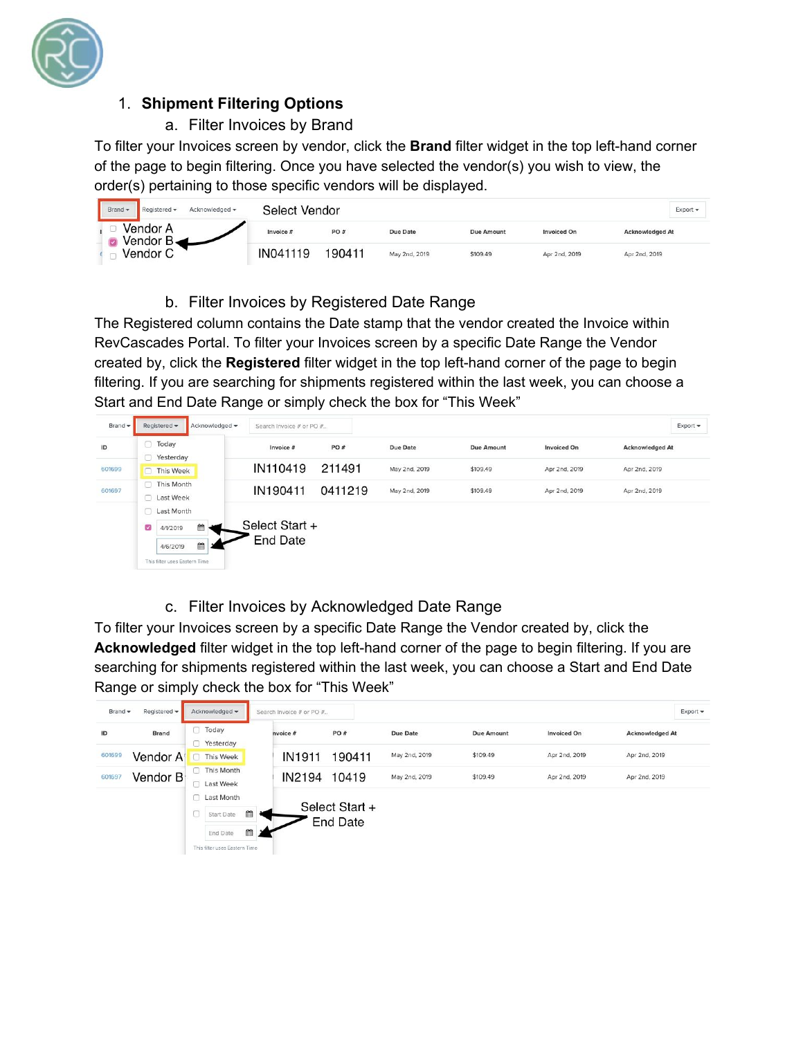1. **Shipment Filtering Options**

   a. Filter Invoices by Brand

To filter your Invoices screen by vendor, click the **Brand** filter widget in the top left-hand corner of the page to begin filtering. Once you have selected the vendor(s) you wish to view, the order(s) pertaining to those specific vendors will be displayed.

   b. Filter Invoices by Registered Date Range

The Registered column contains the Date stamp that the vendor created the Invoice within RevCascades Portal. To filter your Invoices screen by a specific Date Range the Vendor created by, click the **Registered** filter widget in the top left-hand corner of the page to begin filtering. If you are searching for shipments registered within the last week, you can choose a Start and End Date Range or simply check the box for “This Week”

   c. Filter Invoices by Acknowledged Date Range

To filter your Invoices screen by a specific Date Range the Vendor created by, click the **Acknowledged** filter widget in the top left-hand corner of the page to begin filtering. If you are searching for shipments registered within the last week, you can choose a Start and End Date Range or simply check the box for “This Week”